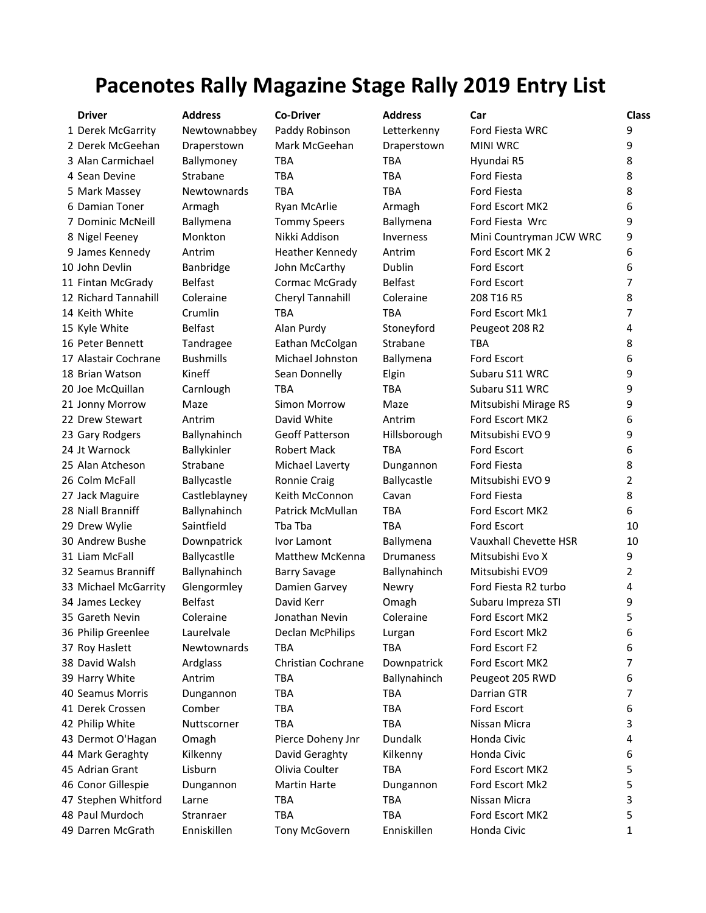# Pacenotes Rally Magazine Stage Rally 2019 Entry List

| | Driver | Address | Co-Driver | Address | Car | Class |
|---|---|---|---|---|---|---|
| 1 | Derek McGarrity | Newtownabbey | Paddy Robinson | Letterkenny | Ford Fiesta WRC | 9 |
| 2 | Derek McGeehan | Draperstown | Mark McGeehan | Draperstown | MINI WRC | 9 |
| 3 | Alan Carmichael | Ballymoney | TBA | TBA | Hyundai R5 | 8 |
| 4 | Sean Devine | Strabane | TBA | TBA | Ford Fiesta | 8 |
| 5 | Mark Massey | Newtownards | TBA | TBA | Ford Fiesta | 8 |
| 6 | Damian Toner | Armagh | Ryan McArlie | Armagh | Ford Escort MK2 | 6 |
| 7 | Dominic McNeill | Ballymena | Tommy Speers | Ballymena | Ford Fiesta Wrc | 9 |
| 8 | Nigel Feeney | Monkton | Nikki Addison | Inverness | Mini Countryman JCW WRC | 9 |
| 9 | James Kennedy | Antrim | Heather Kennedy | Antrim | Ford Escort MK 2 | 6 |
| 10 | John Devlin | Banbridge | John McCarthy | Dublin | Ford Escort | 6 |
| 11 | Fintan McGrady | Belfast | Cormac McGrady | Belfast | Ford Escort | 7 |
| 12 | Richard Tannahill | Coleraine | Cheryl Tannahill | Coleraine | 208 T16 R5 | 8 |
| 14 | Keith White | Crumlin | TBA | TBA | Ford Escort Mk1 | 7 |
| 15 | Kyle White | Belfast | Alan Purdy | Stoneyford | Peugeot 208 R2 | 4 |
| 16 | Peter Bennett | Tandragee | Eathan McColgan | Strabane | TBA | 8 |
| 17 | Alastair Cochrane | Bushmills | Michael Johnston | Ballymena | Ford Escort | 6 |
| 18 | Brian Watson | Kineff | Sean Donnelly | Elgin | Subaru S11 WRC | 9 |
| 20 | Joe McQuillan | Carnlough | TBA | TBA | Subaru S11 WRC | 9 |
| 21 | Jonny Morrow | Maze | Simon Morrow | Maze | Mitsubishi Mirage RS | 9 |
| 22 | Drew Stewart | Antrim | David White | Antrim | Ford Escort MK2 | 6 |
| 23 | Gary Rodgers | Ballynahinch | Geoff Patterson | Hillsborough | Mitsubishi EVO 9 | 9 |
| 24 | Jt Warnock | Ballykinler | Robert Mack | TBA | Ford Escort | 6 |
| 25 | Alan Atcheson | Strabane | Michael Laverty | Dungannon | Ford Fiesta | 8 |
| 26 | Colm McFall | Ballycastle | Ronnie Craig | Ballycastle | Mitsubishi EVO 9 | 2 |
| 27 | Jack Maguire | Castleblayney | Keith McConnon | Cavan | Ford Fiesta | 8 |
| 28 | Niall Branniff | Ballynahinch | Patrick McMullan | TBA | Ford Escort MK2 | 6 |
| 29 | Drew Wylie | Saintfield | Tba Tba | TBA | Ford Escort | 10 |
| 30 | Andrew Bushe | Downpatrick | Ivor Lamont | Ballymena | Vauxhall Chevette HSR | 10 |
| 31 | Liam McFall | Ballycastlle | Matthew McKenna | Drumaness | Mitsubishi Evo X | 9 |
| 32 | Seamus Branniff | Ballynahinch | Barry Savage | Ballynahinch | Mitsubishi EVO9 | 2 |
| 33 | Michael McGarrity | Glengormley | Damien Garvey | Newry | Ford Fiesta R2 turbo | 4 |
| 34 | James Leckey | Belfast | David Kerr | Omagh | Subaru Impreza STI | 9 |
| 35 | Gareth Nevin | Coleraine | Jonathan Nevin | Coleraine | Ford Escort MK2 | 5 |
| 36 | Philip Greenlee | Laurelvale | Declan McPhilips | Lurgan | Ford Escort Mk2 | 6 |
| 37 | Roy Haslett | Newtownards | TBA | TBA | Ford Escort F2 | 6 |
| 38 | David Walsh | Ardglass | Christian Cochrane | Downpatrick | Ford Escort MK2 | 7 |
| 39 | Harry White | Antrim | TBA | Ballynahinch | Peugeot 205 RWD | 6 |
| 40 | Seamus Morris | Dungannon | TBA | TBA | Darrian GTR | 7 |
| 41 | Derek Crossen | Comber | TBA | TBA | Ford Escort | 6 |
| 42 | Philip White | Nuttscorner | TBA | TBA | Nissan Micra | 3 |
| 43 | Dermot O'Hagan | Omagh | Pierce Doheny Jnr | Dundalk | Honda Civic | 4 |
| 44 | Mark Geraghty | Kilkenny | David Geraghty | Kilkenny | Honda Civic | 6 |
| 45 | Adrian Grant | Lisburn | Olivia Coulter | TBA | Ford Escort MK2 | 5 |
| 46 | Conor Gillespie | Dungannon | Martin Harte | Dungannon | Ford Escort Mk2 | 5 |
| 47 | Stephen Whitford | Larne | TBA | TBA | Nissan Micra | 3 |
| 48 | Paul Murdoch | Stranraer | TBA | TBA | Ford Escort MK2 | 5 |
| 49 | Darren McGrath | Enniskillen | Tony McGovern | Enniskillen | Honda Civic | 1 |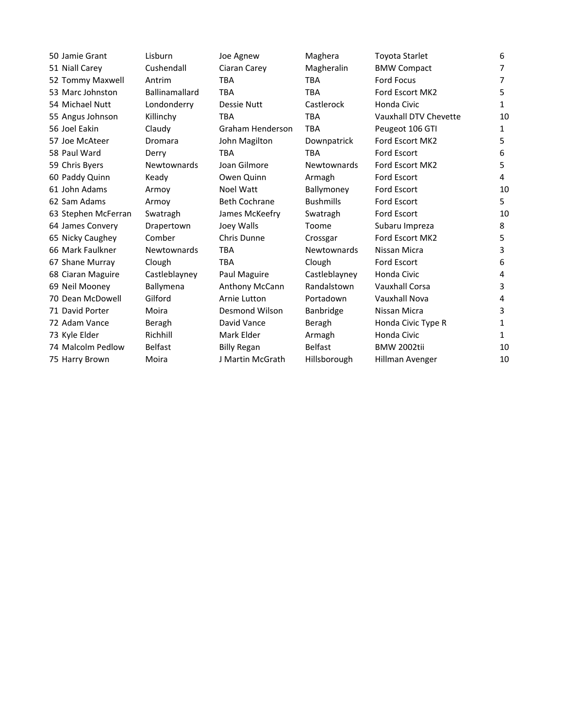| | | | | | | |
|---|---|---|---|---|---|---|
| 50 | Jamie Grant | Lisburn | Joe Agnew | Maghera | Toyota Starlet | 6 |
| 51 | Niall Carey | Cushendall | Ciaran Carey | Magheralin | BMW Compact | 7 |
| 52 | Tommy Maxwell | Antrim | TBA | TBA | Ford Focus | 7 |
| 53 | Marc Johnston | Ballinamallard | TBA | TBA | Ford Escort MK2 | 5 |
| 54 | Michael Nutt | Londonderry | Dessie Nutt | Castlerock | Honda Civic | 1 |
| 55 | Angus Johnson | Killinchy | TBA | TBA | Vauxhall DTV Chevette | 10 |
| 56 | Joel Eakin | Claudy | Graham Henderson | TBA | Peugeot 106 GTI | 1 |
| 57 | Joe McAteer | Dromara | John Magilton | Downpatrick | Ford Escort MK2 | 5 |
| 58 | Paul Ward | Derry | TBA | TBA | Ford Escort | 6 |
| 59 | Chris Byers | Newtownards | Joan Gilmore | Newtownards | Ford Escort MK2 | 5 |
| 60 | Paddy Quinn | Keady | Owen Quinn | Armagh | Ford Escort | 4 |
| 61 | John Adams | Armoy | Noel Watt | Ballymoney | Ford Escort | 10 |
| 62 | Sam Adams | Armoy | Beth Cochrane | Bushmills | Ford Escort | 5 |
| 63 | Stephen McFerran | Swatragh | James McKeefry | Swatragh | Ford Escort | 10 |
| 64 | James Convery | Drapertown | Joey Walls | Toome | Subaru Impreza | 8 |
| 65 | Nicky Caughey | Comber | Chris Dunne | Crossgar | Ford Escort MK2 | 5 |
| 66 | Mark Faulkner | Newtownards | TBA | Newtownards | Nissan Micra | 3 |
| 67 | Shane Murray | Clough | TBA | Clough | Ford Escort | 6 |
| 68 | Ciaran Maguire | Castleblayney | Paul Maguire | Castleblayney | Honda Civic | 4 |
| 69 | Neil Mooney | Ballymena | Anthony McCann | Randalstown | Vauxhall Corsa | 3 |
| 70 | Dean McDowell | Gilford | Arnie Lutton | Portadown | Vauxhall Nova | 4 |
| 71 | David Porter | Moira | Desmond Wilson | Banbridge | Nissan Micra | 3 |
| 72 | Adam Vance | Beragh | David Vance | Beragh | Honda Civic Type R | 1 |
| 73 | Kyle Elder | Richhill | Mark Elder | Armagh | Honda Civic | 1 |
| 74 | Malcolm Pedlow | Belfast | Billy Regan | Belfast | BMW 2002tii | 10 |
| 75 | Harry Brown | Moira | J Martin McGrath | Hillsborough | Hillman Avenger | 10 |